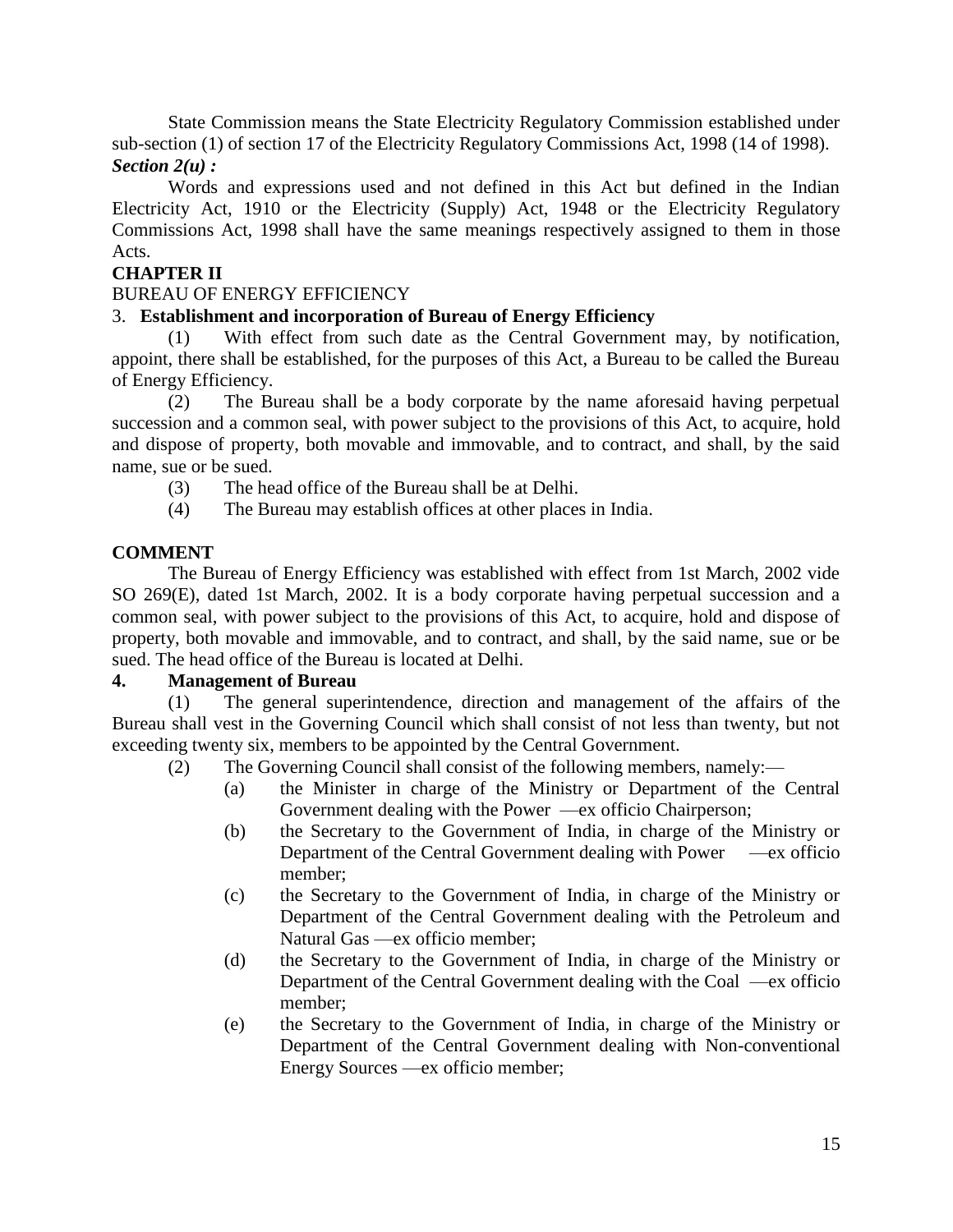State Commission means the State Electricity Regulatory Commission established under sub-section (1) of section 17 of the Electricity Regulatory Commissions Act, 1998 (14 of 1998).

***Section 2(u) :***

Words and expressions used and not defined in this Act but defined in the Indian Electricity Act, 1910 or the Electricity (Supply) Act, 1948 or the Electricity Regulatory Commissions Act, 1998 shall have the same meanings respectively assigned to them in those Acts.

## CHAPTER II

BUREAU OF ENERGY EFFICIENCY

### 3. Establishment and incorporation of Bureau of Energy Efficiency

(1) With effect from such date as the Central Government may, by notification, appoint, there shall be established, for the purposes of this Act, a Bureau to be called the Bureau of Energy Efficiency.

(2) The Bureau shall be a body corporate by the name aforesaid having perpetual succession and a common seal, with power subject to the provisions of this Act, to acquire, hold and dispose of property, both movable and immovable, and to contract, and shall, by the said name, sue or be sued.

(3) The head office of the Bureau shall be at Delhi.

(4) The Bureau may establish offices at other places in India.

**COMMENT**

The Bureau of Energy Efficiency was established with effect from 1st March, 2002 vide SO 269(E), dated 1st March, 2002. It is a body corporate having perpetual succession and a common seal, with power subject to the provisions of this Act, to acquire, hold and dispose of property, both movable and immovable, and to contract, and shall, by the said name, sue or be sued. The head office of the Bureau is located at Delhi.

### 4. Management of Bureau

(1) The general superintendence, direction and management of the affairs of the Bureau shall vest in the Governing Council which shall consist of not less than twenty, but not exceeding twenty six, members to be appointed by the Central Government.

(2) The Governing Council shall consist of the following members, namely:—

- (a) the Minister in charge of the Ministry or Department of the Central Government dealing with the Power —ex officio Chairperson;
- (b) the Secretary to the Government of India, in charge of the Ministry or Department of the Central Government dealing with Power —ex officio member;
- (c) the Secretary to the Government of India, in charge of the Ministry or Department of the Central Government dealing with the Petroleum and Natural Gas —ex officio member;
- (d) the Secretary to the Government of India, in charge of the Ministry or Department of the Central Government dealing with the Coal —ex officio member;
- (e) the Secretary to the Government of India, in charge of the Ministry or Department of the Central Government dealing with Non-conventional Energy Sources —ex officio member;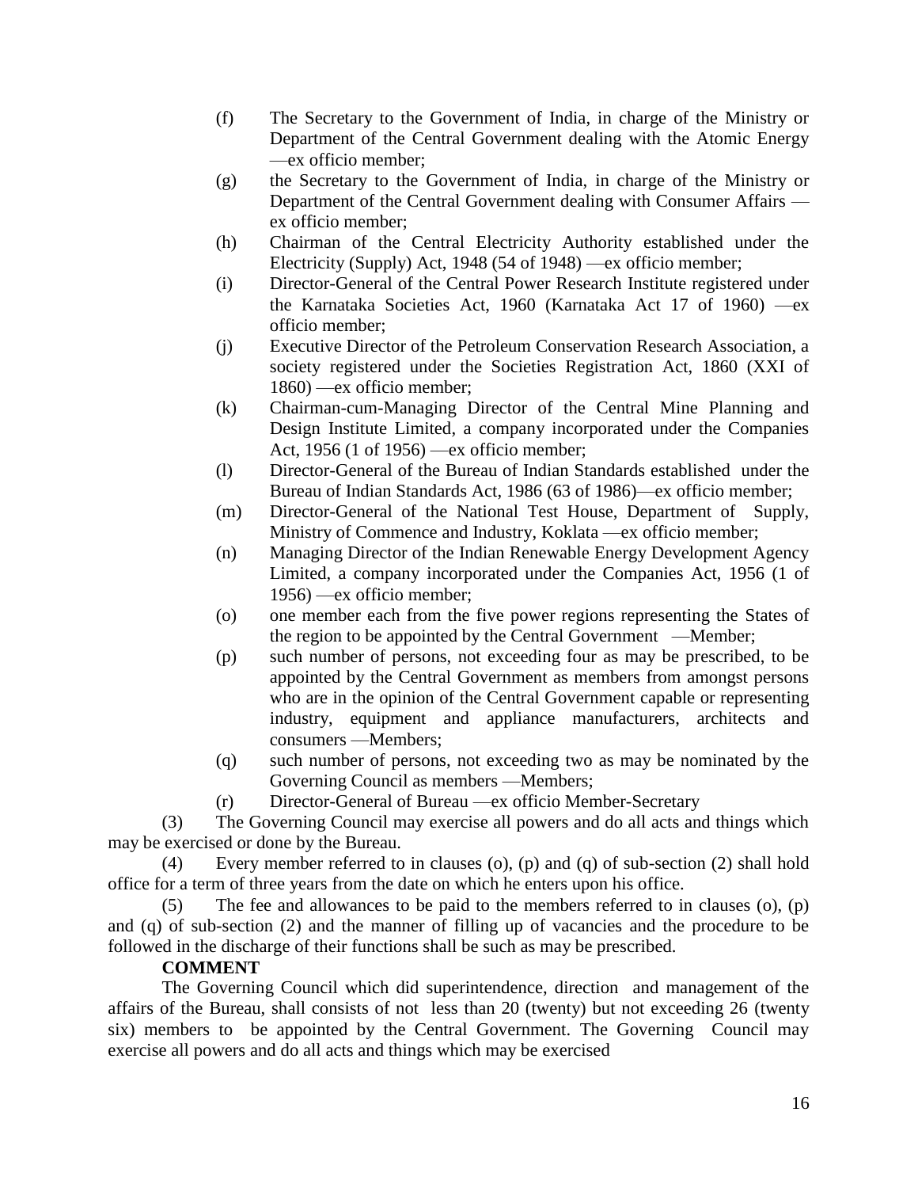(f) The Secretary to the Government of India, in charge of the Ministry or Department of the Central Government dealing with the Atomic Energy —ex officio member;

(g) the Secretary to the Government of India, in charge of the Ministry or Department of the Central Government dealing with Consumer Affairs — ex officio member;

(h) Chairman of the Central Electricity Authority established under the Electricity (Supply) Act, 1948 (54 of 1948) —ex officio member;

(i) Director-General of the Central Power Research Institute registered under the Karnataka Societies Act, 1960 (Karnataka Act 17 of 1960) —ex officio member;

(j) Executive Director of the Petroleum Conservation Research Association, a society registered under the Societies Registration Act, 1860 (XXI of 1860) —ex officio member;

(k) Chairman-cum-Managing Director of the Central Mine Planning and Design Institute Limited, a company incorporated under the Companies Act, 1956 (1 of 1956) —ex officio member;

(l) Director-General of the Bureau of Indian Standards established under the Bureau of Indian Standards Act, 1986 (63 of 1986)—ex officio member;

(m) Director-General of the National Test House, Department of Supply, Ministry of Commence and Industry, Koklata —ex officio member;

(n) Managing Director of the Indian Renewable Energy Development Agency Limited, a company incorporated under the Companies Act, 1956 (1 of 1956) —ex officio member;

(o) one member each from the five power regions representing the States of the region to be appointed by the Central Government —Member;

(p) such number of persons, not exceeding four as may be prescribed, to be appointed by the Central Government as members from amongst persons who are in the opinion of the Central Government capable or representing industry, equipment and appliance manufacturers, architects and consumers —Members;

(q) such number of persons, not exceeding two as may be nominated by the Governing Council as members —Members;

(r) Director-General of Bureau —ex officio Member-Secretary

(3) The Governing Council may exercise all powers and do all acts and things which may be exercised or done by the Bureau.

(4) Every member referred to in clauses (o), (p) and (q) of sub-section (2) shall hold office for a term of three years from the date on which he enters upon his office.

(5) The fee and allowances to be paid to the members referred to in clauses (o), (p) and (q) of sub-section (2) and the manner of filling up of vacancies and the procedure to be followed in the discharge of their functions shall be such as may be prescribed.

**COMMENT**

The Governing Council which did superintendence, direction and management of the affairs of the Bureau, shall consists of not less than 20 (twenty) but not exceeding 26 (twenty six) members to be appointed by the Central Government. The Governing Council may exercise all powers and do all acts and things which may be exercised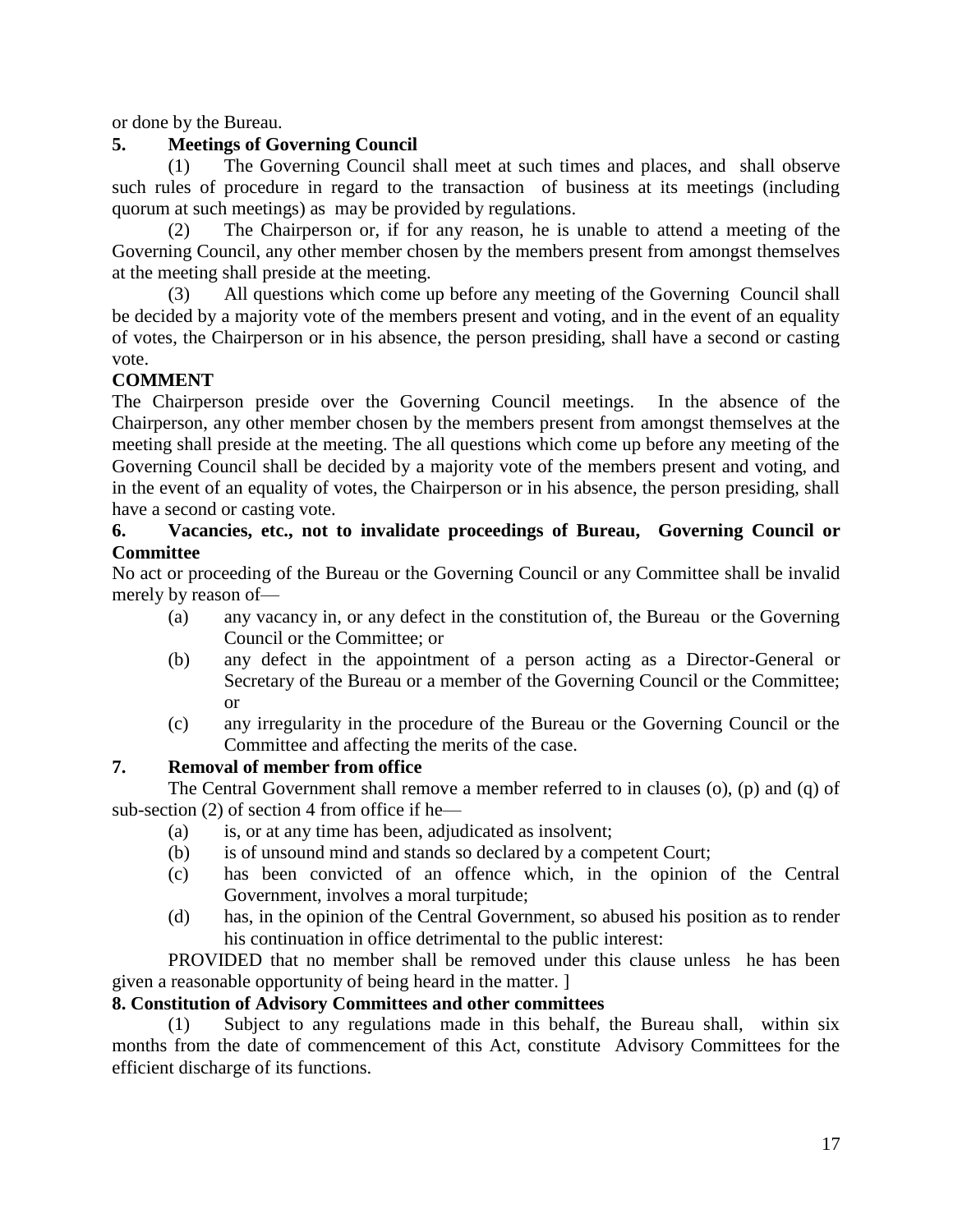or done by the Bureau.

**5. Meetings of Governing Council**

(1) The Governing Council shall meet at such times and places, and shall observe such rules of procedure in regard to the transaction of business at its meetings (including quorum at such meetings) as may be provided by regulations.

(2) The Chairperson or, if for any reason, he is unable to attend a meeting of the Governing Council, any other member chosen by the members present from amongst themselves at the meeting shall preside at the meeting.

(3) All questions which come up before any meeting of the Governing Council shall be decided by a majority vote of the members present and voting, and in the event of an equality of votes, the Chairperson or in his absence, the person presiding, shall have a second or casting vote.

**COMMENT**

The Chairperson preside over the Governing Council meetings. In the absence of the Chairperson, any other member chosen by the members present from amongst themselves at the meeting shall preside at the meeting. The all questions which come up before any meeting of the Governing Council shall be decided by a majority vote of the members present and voting, and in the event of an equality of votes, the Chairperson or in his absence, the person presiding, shall have a second or casting vote.

**6. Vacancies, etc., not to invalidate proceedings of Bureau, Governing Council or Committee**

No act or proceeding of the Bureau or the Governing Council or any Committee shall be invalid merely by reason of—

(a) any vacancy in, or any defect in the constitution of, the Bureau or the Governing Council or the Committee; or

(b) any defect in the appointment of a person acting as a Director-General or Secretary of the Bureau or a member of the Governing Council or the Committee; or

(c) any irregularity in the procedure of the Bureau or the Governing Council or the Committee and affecting the merits of the case.

**7. Removal of member from office**

The Central Government shall remove a member referred to in clauses (o), (p) and (q) of sub-section (2) of section 4 from office if he—

(a) is, or at any time has been, adjudicated as insolvent;

(b) is of unsound mind and stands so declared by a competent Court;

(c) has been convicted of an offence which, in the opinion of the Central Government, involves a moral turpitude;

(d) has, in the opinion of the Central Government, so abused his position as to render his continuation in office detrimental to the public interest:

PROVIDED that no member shall be removed under this clause unless he has been given a reasonable opportunity of being heard in the matter. ]

**8. Constitution of Advisory Committees and other committees**

(1) Subject to any regulations made in this behalf, the Bureau shall, within six months from the date of commencement of this Act, constitute Advisory Committees for the efficient discharge of its functions.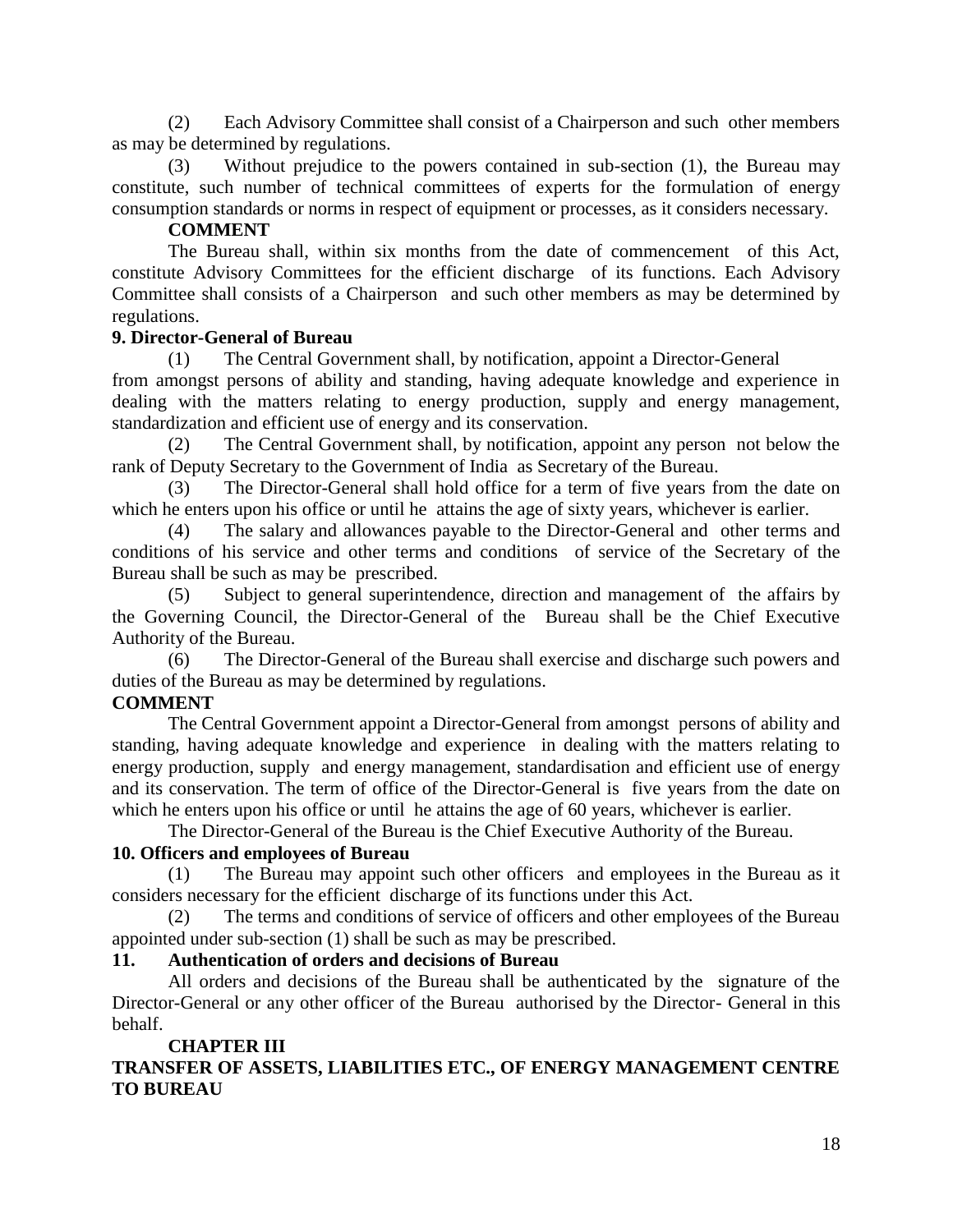(2) Each Advisory Committee shall consist of a Chairperson and such other members as may be determined by regulations.

(3) Without prejudice to the powers contained in sub-section (1), the Bureau may constitute, such number of technical committees of experts for the formulation of energy consumption standards or norms in respect of equipment or processes, as it considers necessary.

**COMMENT**

The Bureau shall, within six months from the date of commencement of this Act, constitute Advisory Committees for the efficient discharge of its functions. Each Advisory Committee shall consists of a Chairperson and such other members as may be determined by regulations.

**9. Director-General of Bureau**

(1) The Central Government shall, by notification, appoint a Director-General from amongst persons of ability and standing, having adequate knowledge and experience in dealing with the matters relating to energy production, supply and energy management, standardization and efficient use of energy and its conservation.

(2) The Central Government shall, by notification, appoint any person not below the rank of Deputy Secretary to the Government of India as Secretary of the Bureau.

(3) The Director-General shall hold office for a term of five years from the date on which he enters upon his office or until he attains the age of sixty years, whichever is earlier.

(4) The salary and allowances payable to the Director-General and other terms and conditions of his service and other terms and conditions of service of the Secretary of the Bureau shall be such as may be prescribed.

(5) Subject to general superintendence, direction and management of the affairs by the Governing Council, the Director-General of the Bureau shall be the Chief Executive Authority of the Bureau.

(6) The Director-General of the Bureau shall exercise and discharge such powers and duties of the Bureau as may be determined by regulations.

**COMMENT**

The Central Government appoint a Director-General from amongst persons of ability and standing, having adequate knowledge and experience in dealing with the matters relating to energy production, supply and energy management, standardisation and efficient use of energy and its conservation. The term of office of the Director-General is five years from the date on which he enters upon his office or until he attains the age of 60 years, whichever is earlier.

The Director-General of the Bureau is the Chief Executive Authority of the Bureau.

**10. Officers and employees of Bureau**

(1) The Bureau may appoint such other officers and employees in the Bureau as it considers necessary for the efficient discharge of its functions under this Act.

(2) The terms and conditions of service of officers and other employees of the Bureau appointed under sub-section (1) shall be such as may be prescribed.

**11. Authentication of orders and decisions of Bureau**

All orders and decisions of the Bureau shall be authenticated by the signature of the Director-General or any other officer of the Bureau authorised by the Director- General in this behalf.

**CHAPTER III**

**TRANSFER OF ASSETS, LIABILITIES ETC., OF ENERGY MANAGEMENT CENTRE TO BUREAU**